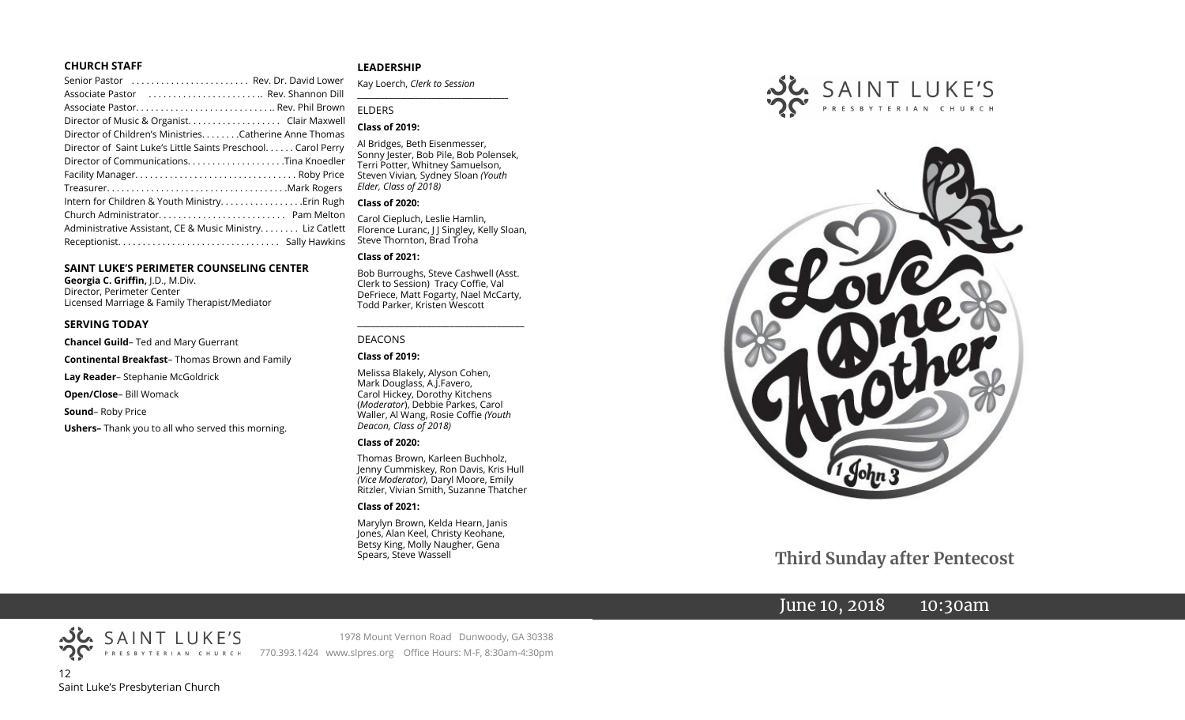## CHURCH STAFF

Senior Pastor ........................ Rev. Dr. David Lower
Associate Pastor ........................ Rev. Shannon Dill
Associate Pastor............................ Rev. Phil Brown
Director of Music & Organist.................... Clair Maxwell
Director of Children's Ministries.........Catherine Anne Thomas
Director of Saint Luke's Little Saints Preschool...... Carol Perry
Director of Communications....................Tina Knoedler
Facility Manager................................. Roby Price
Treasurer.....................................Mark Rogers
Intern for Children & Youth Ministry.................Erin Rugh
Church Administrator.......................... Pam Melton
Administrative Assistant, CE & Music Ministry........ Liz Catlett
Receptionist................................. Sally Hawkins

## SAINT LUKE'S PERIMETER COUNSELING CENTER

**Georgia C. Griffin,** J.D., M.Div.
Director, Perimeter Center
Licensed Marriage & Family Therapist/Mediator

## SERVING TODAY

**Chancel Guild**– Ted and Mary Guerrant

**Continental Breakfast**– Thomas Brown and Family

**Lay Reader**– Stephanie McGoldrick

**Open/Close**– Bill Womack

**Sound**– Roby Price

**Ushers–** Thank you to all who served this morning.

## LEADERSHIP

Kay Loerch, *Clerk to Session*

ELDERS

**Class of 2019:**

Al Bridges, Beth Eisenmesser, Sonny Jester, Bob Pile, Bob Polensek, Terri Potter, Whitney Samuelson, Steven Vivian*,* Sydney Sloan *(Youth Elder, Class of 2018)*

**Class of 2020:**

Carol Ciepluch, Leslie Hamlin, Florence Luranc, J J Singley, Kelly Sloan, Steve Thornton, Brad Troha

**Class of 2021:**

Bob Burroughs, Steve Cashwell (Asst. Clerk to Session) Tracy Coffie, Val DeFriece, Matt Fogarty, Nael McCarty, Todd Parker, Kristen Wescott

DEACONS

**Class of 2019:**

Melissa Blakely, Alyson Cohen, Mark Douglass, A.J.Favero, Carol Hickey, Dorothy Kitchens (*Moderator*), Debbie Parkes, Carol Waller, Al Wang, Rosie Coffie *(Youth Deacon, Class of 2018)*

**Class of 2020:**

Thomas Brown, Karleen Buchholz, Jenny Cummiskey, Ron Davis, Kris Hull *(Vice Moderator),* Daryl Moore, Emily Ritzler, Vivian Smith, Suzanne Thatcher

**Class of 2021:**

Marylyn Brown, Kelda Hearn, Janis Jones, Alan Keel, Christy Keohane, Betsy King, Molly Naugher, Gena Spears, Steve Wassell

SAINT LUKE'S PRESBYTERIAN CHURCH
1978 Mount Vernon Road Dunwoody, GA 30338
770.393.1424 www.slpres.org Office Hours: M-F, 8:30am-4:30pm

---

SAINT LUKE'S PRESBYTERIAN CHURCH

Love One Another
1 John 3

# Third Sunday after Pentecost

June 10, 2018 10:30am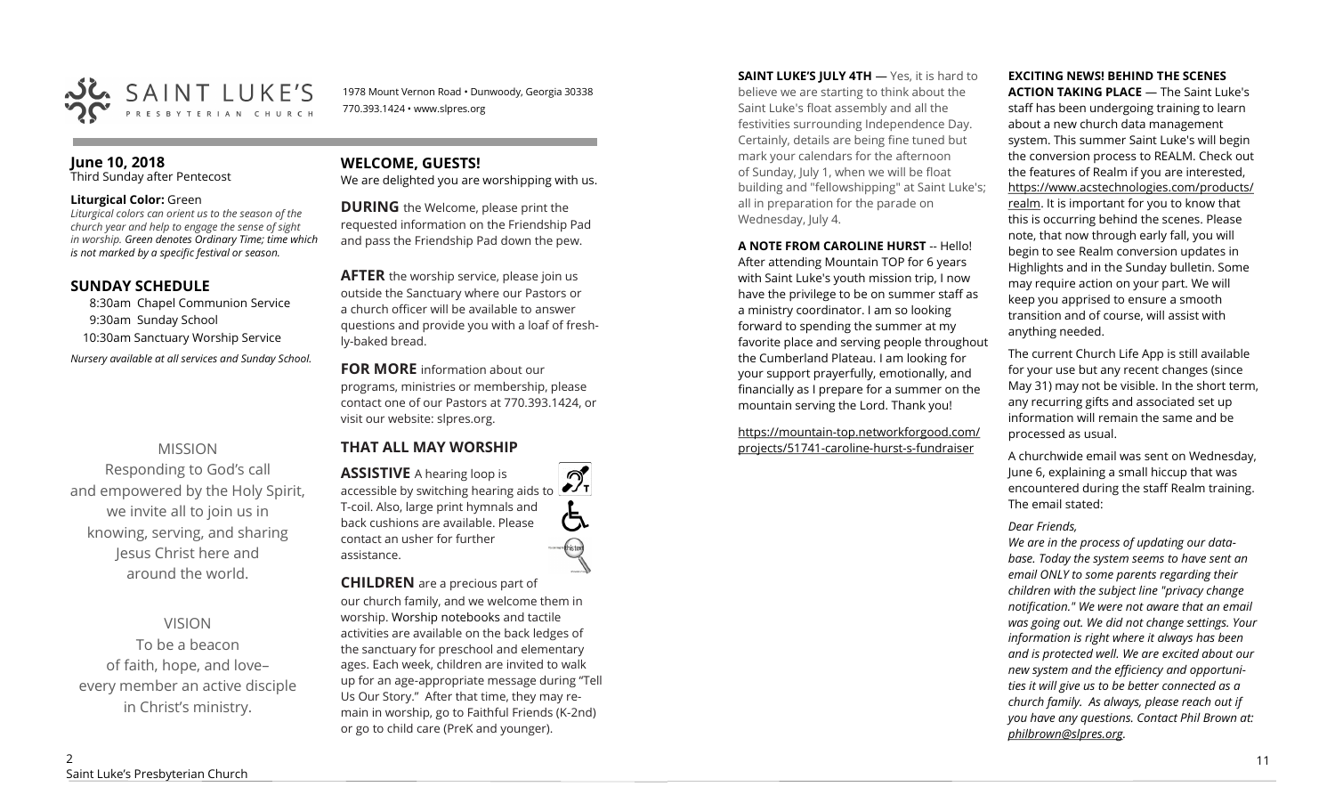# SAINT LUKE'S
PRESBYTERIAN CHURCH

1978 Mount Vernon Road • Dunwoody, Georgia 30338
770.393.1424 • www.slpres.org

## June 10, 2018
Third Sunday after Pentecost

**Liturgical Color:** Green
*Liturgical colors can orient us to the season of the church year and help to engage the sense of sight in worship. Green denotes Ordinary Time; time which is not marked by a specific festival or season.*

## SUNDAY SCHEDULE

8:30am Chapel Communion Service
9:30am Sunday School
10:30am Sanctuary Worship Service

*Nursery available at all services and Sunday School.*

MISSION
Responding to God's call and empowered by the Holy Spirit, we invite all to join us in knowing, serving, and sharing Jesus Christ here and around the world.

VISION
To be a beacon of faith, hope, and love– every member an active disciple in Christ's ministry.

## WELCOME, GUESTS!
We are delighted you are worshipping with us.

**DURING** the Welcome, please print the requested information on the Friendship Pad and pass the Friendship Pad down the pew.

**AFTER** the worship service, please join us outside the Sanctuary where our Pastors or a church officer will be available to answer questions and provide you with a loaf of freshly-baked bread.

**FOR MORE** information about our programs, ministries or membership, please contact one of our Pastors at 770.393.1424, or visit our website: slpres.org.

## THAT ALL MAY WORSHIP

**ASSISTIVE** A hearing loop is accessible by switching hearing aids to T-coil. Also, large print hymnals and back cushions are available. Please contact an usher for further assistance.

**CHILDREN** are a precious part of our church family, and we welcome them in worship. Worship notebooks and tactile activities are available on the back ledges of the sanctuary for preschool and elementary ages. Each week, children are invited to walk up for an age-appropriate message during "Tell Us Our Story." After that time, they may remain in worship, go to Faithful Friends (K-2nd) or go to child care (PreK and younger).

**SAINT LUKE'S JULY 4TH** — Yes, it is hard to believe we are starting to think about the Saint Luke's float assembly and all the festivities surrounding Independence Day. Certainly, details are being fine tuned but mark your calendars for the afternoon of Sunday, July 1, when we will be float building and "fellowshipping" at Saint Luke's; all in preparation for the parade on Wednesday, July 4.

**A NOTE FROM CAROLINE HURST** -- Hello! After attending Mountain TOP for 6 years with Saint Luke's youth mission trip, I now have the privilege to be on summer staff as a ministry coordinator. I am so looking forward to spending the summer at my favorite place and serving people throughout the Cumberland Plateau. I am looking for your support prayerfully, emotionally, and financially as I prepare for a summer on the mountain serving the Lord. Thank you!

https://mountain-top.networkforgood.com/projects/51741-caroline-hurst-s-fundraiser

**EXCITING NEWS! BEHIND THE SCENES ACTION TAKING PLACE** — The Saint Luke's staff has been undergoing training to learn about a new church data management system. This summer Saint Luke's will begin the conversion process to REALM. Check out the features of Realm if you are interested, https://www.acstechnologies.com/products/realm. It is important for you to know that this is occurring behind the scenes. Please note, that now through early fall, you will begin to see Realm conversion updates in Highlights and in the Sunday bulletin. Some may require action on your part. We will keep you apprised to ensure a smooth transition and of course, will assist with anything needed.

The current Church Life App is still available for your use but any recent changes (since May 31) may not be visible. In the short term, any recurring gifts and associated set up information will remain the same and be processed as usual.

A churchwide email was sent on Wednesday, June 6, explaining a small hiccup that was encountered during the staff Realm training. The email stated:

*Dear Friends,*
*We are in the process of updating our database. Today the system seems to have sent an email ONLY to some parents regarding their children with the subject line "privacy change notification." We were not aware that an email was going out. We did not change settings. Your information is right where it always has been and is protected well. We are excited about our new system and the efficiency and opportunities it will give us to be better connected as a church family. As always, please reach out if you have any questions. Contact Phil Brown at: philbrown@slpres.org.*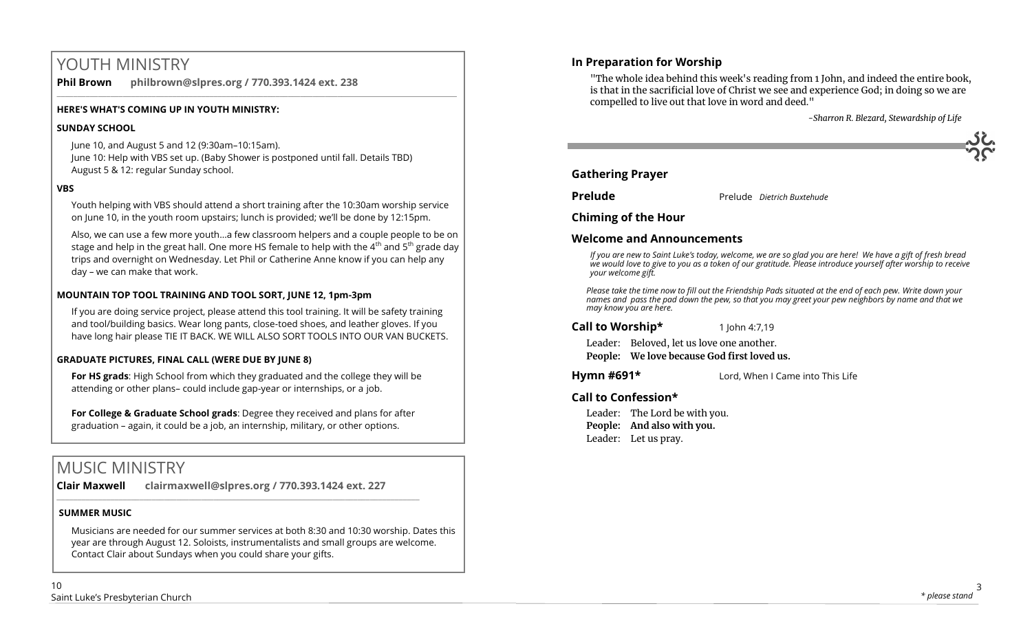# YOUTH MINISTRY

**Phil Brown philbrown@slpres.org / 770.393.1424 ext. 238**

**HERE'S WHAT'S COMING UP IN YOUTH MINISTRY:**

**SUNDAY SCHOOL**

June 10, and August 5 and 12 (9:30am–10:15am).
June 10: Help with VBS set up. (Baby Shower is postponed until fall. Details TBD)
August 5 & 12: regular Sunday school.

**VBS**

Youth helping with VBS should attend a short training after the 10:30am worship service on June 10, in the youth room upstairs; lunch is provided; we'll be done by 12:15pm.

Also, we can use a few more youth…a few classroom helpers and a couple people to be on stage and help in the great hall. One more HS female to help with the 4th and 5th grade day trips and overnight on Wednesday. Let Phil or Catherine Anne know if you can help any day – we can make that work.

**MOUNTAIN TOP TOOL TRAINING AND TOOL SORT, JUNE 12, 1pm-3pm**

If you are doing service project, please attend this tool training. It will be safety training and tool/building basics. Wear long pants, close-toed shoes, and leather gloves. If you have long hair please TIE IT BACK. WE WILL ALSO SORT TOOLS INTO OUR VAN BUCKETS.

**GRADUATE PICTURES, FINAL CALL (WERE DUE BY JUNE 8)**

**For HS grads**: High School from which they graduated and the college they will be attending or other plans– could include gap-year or internships, or a job.

**For College & Graduate School grads**: Degree they received and plans for after graduation – again, it could be a job, an internship, military, or other options.

# MUSIC MINISTRY

**Clair Maxwell clairmaxwell@slpres.org / 770.393.1424 ext. 227**

**SUMMER MUSIC**

Musicians are needed for our summer services at both 8:30 and 10:30 worship. Dates this year are through August 12. Soloists, instrumentalists and small groups are welcome. Contact Clair about Sundays when you could share your gifts.

## In Preparation for Worship

"The whole idea behind this week's reading from 1 John, and indeed the entire book, is that in the sacrificial love of Christ we see and experience God; in doing so we are compelled to live out that love in word and deed."

*-Sharron R. Blezard, Stewardship of Life*

## Gathering Prayer

**Prelude** Prelude *Dietrich Buxtehude*

**Chiming of the Hour**

**Welcome and Announcements**

*If you are new to Saint Luke's today, welcome, we are so glad you are here! We have a gift of fresh bread we would love to give to you as a token of our gratitude. Please introduce yourself after worship to receive your welcome gift.*

*Please take the time now to fill out the Friendship Pads situated at the end of each pew. Write down your names and pass the pad down the pew, so that you may greet your pew neighbors by name and that we may know you are here.*

**Call to Worship*** 1 John 4:7,19

Leader: Beloved, let us love one another.
**People: We love because God first loved us.**

**Hymn #691*** Lord, When I Came into This Life

**Call to Confession***

Leader: The Lord be with you.
**People: And also with you.**
Leader: Let us pray.

* please stand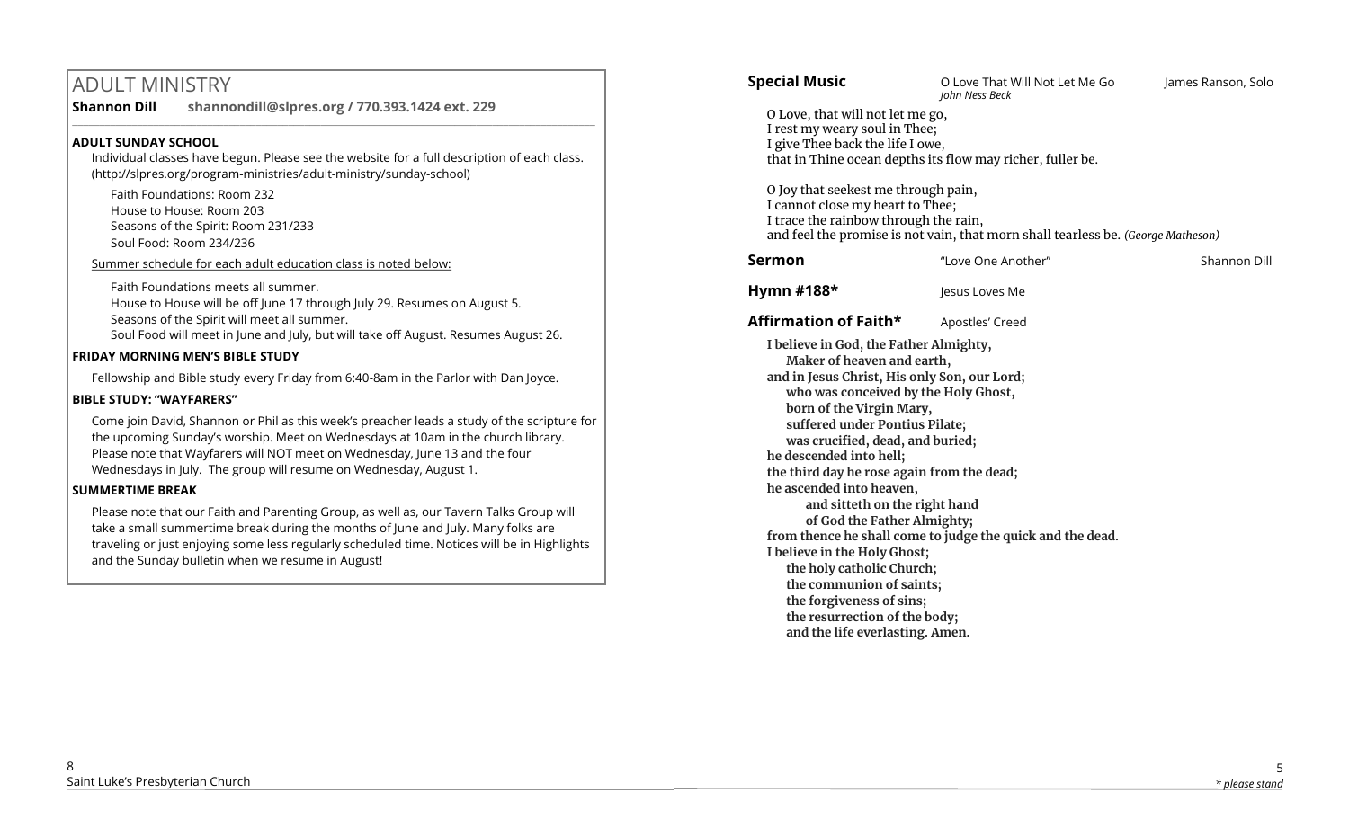## ADULT MINISTRY

**Shannon Dill** **shannondill@slpres.org / 770.393.1424 ext. 229**

### ADULT SUNDAY SCHOOL

Individual classes have begun. Please see the website for a full description of each class. (http://slpres.org/program-ministries/adult-ministry/sunday-school)

Faith Foundations: Room 232
House to House: Room 203
Seasons of the Spirit: Room 231/233
Soul Food: Room 234/236

Summer schedule for each adult education class is noted below:

Faith Foundations meets all summer.
House to House will be off June 17 through July 29. Resumes on August 5.
Seasons of the Spirit will meet all summer.
Soul Food will meet in June and July, but will take off August. Resumes August 26.

### FRIDAY MORNING MEN'S BIBLE STUDY

Fellowship and Bible study every Friday from 6:40-8am in the Parlor with Dan Joyce.

### BIBLE STUDY: "WAYFARERS"

Come join David, Shannon or Phil as this week's preacher leads a study of the scripture for the upcoming Sunday's worship. Meet on Wednesdays at 10am in the church library. Please note that Wayfarers will NOT meet on Wednesday, June 13 and the four Wednesdays in July. The group will resume on Wednesday, August 1.

### SUMMERTIME BREAK

Please note that our Faith and Parenting Group, as well as, our Tavern Talks Group will take a small summertime break during the months of June and July. Many folks are traveling or just enjoying some less regularly scheduled time. Notices will be in Highlights and the Sunday bulletin when we resume in August!

---

**Special Music** O Love That Will Not Let Me Go — *John Ness Beck* — James Ranson, Solo

O Love, that will not let me go,
I rest my weary soul in Thee;
I give Thee back the life I owe,
that in Thine ocean depths its flow may richer, fuller be.

O Joy that seekest me through pain,
I cannot close my heart to Thee;
I trace the rainbow through the rain,
and feel the promise is not vain, that morn shall tearless be. *(George Matheson)*

**Sermon** "Love One Another" — Shannon Dill

**Hymn #188*** Jesus Loves Me

**Affirmation of Faith*** Apostles' Creed

**I believe in God, the Father Almighty,**
**Maker of heaven and earth,**
**and in Jesus Christ, His only Son, our Lord;**
**who was conceived by the Holy Ghost,**
**born of the Virgin Mary,**
**suffered under Pontius Pilate;**
**was crucified, dead, and buried;**
**he descended into hell;**
**the third day he rose again from the dead;**
**he ascended into heaven,**
**and sitteth on the right hand**
**of God the Father Almighty;**
**from thence he shall come to judge the quick and the dead.**
**I believe in the Holy Ghost;**
**the holy catholic Church;**
**the communion of saints;**
**the forgiveness of sins;**
**the resurrection of the body;**
**and the life everlasting. Amen.**

*\* please stand*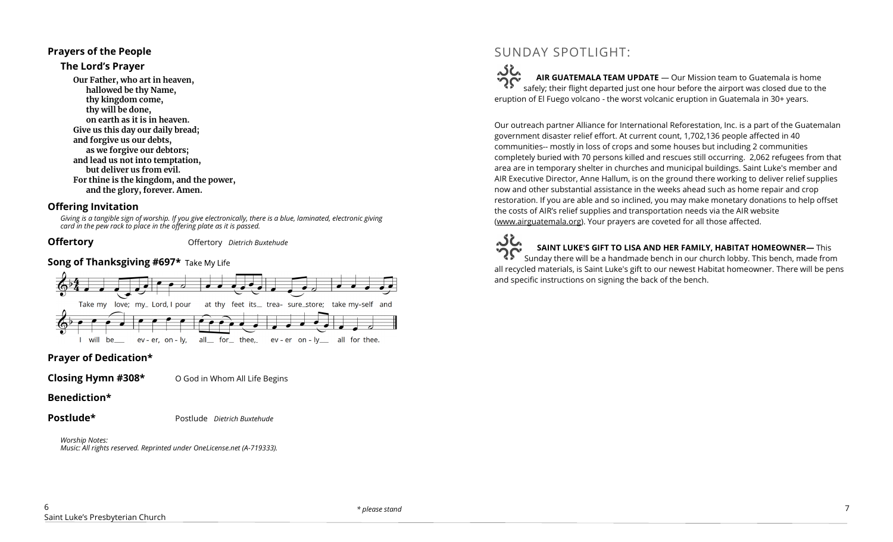**Prayers of the People**

**The Lord's Prayer**

**Our Father, who art in heaven,**
**hallowed be thy Name,**
**thy kingdom come,**
**thy will be done,**
**on earth as it is in heaven.**
**Give us this day our daily bread;**
**and forgive us our debts,**
**as we forgive our debtors;**
**and lead us not into temptation,**
**but deliver us from evil.**
**For thine is the kingdom, and the power,**
**and the glory, forever. Amen.**

**Offering Invitation**

*Giving is a tangible sign of worship. If you give electronically, there is a blue, laminated, electronic giving card in the pew rack to place in the offering plate as it is passed.*

**Offertory** Offertory *Dietrich Buxtehude*

**Song of Thanksgiving #697*** Take My Life

Take my love; my Lord, I pour at thy feet its treasure store; take my-self and I will be ever, only, all for thee, ever only all for thee.

**Prayer of Dedication***

**Closing Hymn #308*** O God in Whom All Life Begins

**Benediction***

**Postlude*** Postlude *Dietrich Buxtehude*

*Worship Notes:*
*Music: All rights reserved. Reprinted under OneLicense.net (A-719333).*

*\* please stand*

## SUNDAY SPOTLIGHT:

**AIR GUATEMALA TEAM UPDATE** — Our Mission team to Guatemala is home safely; their flight departed just one hour before the airport was closed due to the eruption of El Fuego volcano - the worst volcanic eruption in Guatemala in 30+ years.

Our outreach partner Alliance for International Reforestation, Inc. is a part of the Guatemalan government disaster relief effort. At current count, 1,702,136 people affected in 40 communities-- mostly in loss of crops and some houses but including 2 communities completely buried with 70 persons killed and rescues still occurring. 2,062 refugees from that area are in temporary shelter in churches and municipal buildings. Saint Luke's member and AIR Executive Director, Anne Hallum, is on the ground there working to deliver relief supplies now and other substantial assistance in the weeks ahead such as home repair and crop restoration. If you are able and so inclined, you may make monetary donations to help offset the costs of AIR's relief supplies and transportation needs via the AIR website (www.airguatemala.org). Your prayers are coveted for all those affected.

**SAINT LUKE'S GIFT TO LISA AND HER FAMILY, HABITAT HOMEOWNER—** This Sunday there will be a handmade bench in our church lobby. This bench, made from all recycled materials, is Saint Luke's gift to our newest Habitat homeowner. There will be pens and specific instructions on signing the back of the bench.